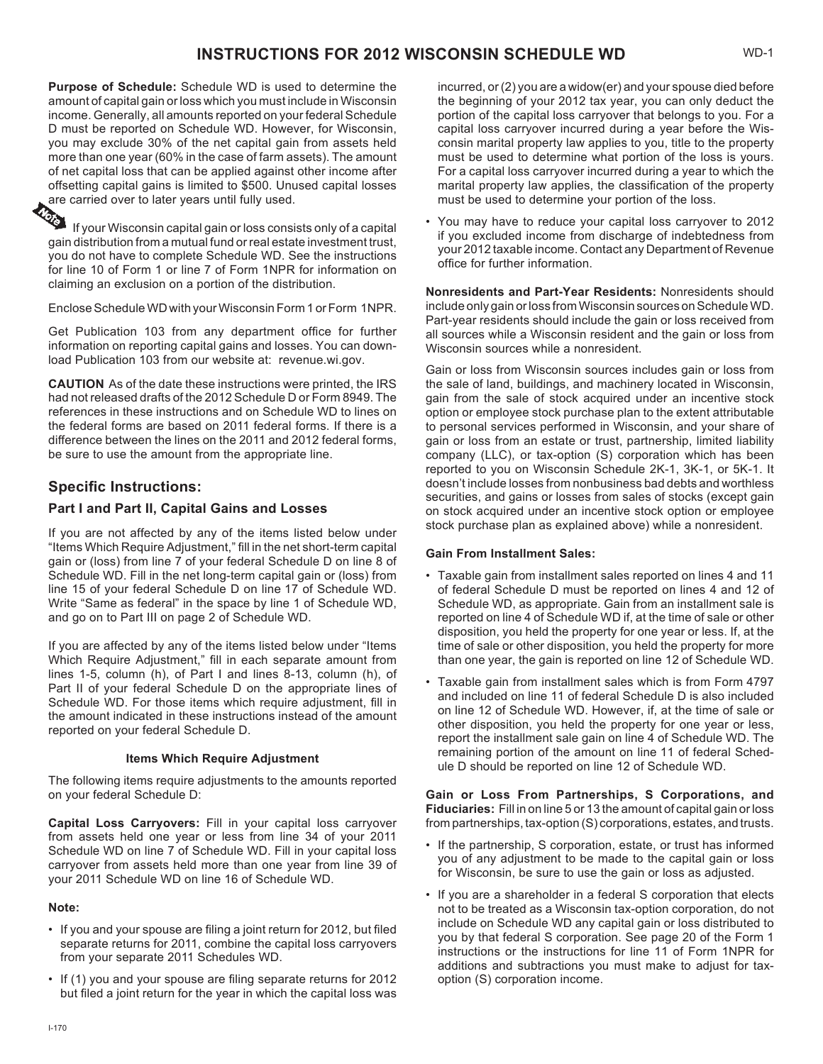# INSTRUCTIONS FOR 2012 WISCONSIN SCHEDULE WD

**Purpose of Schedule:** Schedule WD is used to determine the amount of capital gain or loss which you must include in Wisconsin income. Generally, all amounts reported on your federal Schedule D must be reported on Schedule WD. However, for Wisconsin, you may exclude 30% of the net capital gain from assets held more than one year (60% in the case of farm assets). The amount of net capital loss that can be applied against other income after offsetting capital gains is limited to $500. Unused capital losses are carried over to later years until fully used.

**Note** If your Wisconsin capital gain or loss consists only of a capital gain distribution from a mutual fund or real estate investment trust, you do not have to complete Schedule WD. See the instructions for line 10 of Form 1 or line 7 of Form 1NPR for information on claiming an exclusion on a portion of the distribution.

Enclose Schedule WD with your Wisconsin Form 1 or Form 1NPR.

Get Publication 103 from any department office for further information on reporting capital gains and losses. You can download Publication 103 from our website at: revenue.wi.gov.

**CAUTION** As of the date these instructions were printed, the IRS had not released drafts of the 2012 Schedule D or Form 8949. The references in these instructions and on Schedule WD to lines on the federal forms are based on 2011 federal forms. If there is a difference between the lines on the 2011 and 2012 federal forms, be sure to use the amount from the appropriate line.

## Specific Instructions:

### Part I and Part II, Capital Gains and Losses

If you are not affected by any of the items listed below under "Items Which Require Adjustment," fill in the net short-term capital gain or (loss) from line 7 of your federal Schedule D on line 8 of Schedule WD. Fill in the net long-term capital gain or (loss) from line 15 of your federal Schedule D on line 17 of Schedule WD. Write "Same as federal" in the space by line 1 of Schedule WD, and go on to Part III on page 2 of Schedule WD.

If you are affected by any of the items listed below under "Items Which Require Adjustment," fill in each separate amount from lines 1-5, column (h), of Part I and lines 8-13, column (h), of Part II of your federal Schedule D on the appropriate lines of Schedule WD. For those items which require adjustment, fill in the amount indicated in these instructions instead of the amount reported on your federal Schedule D.

#### Items Which Require Adjustment

The following items require adjustments to the amounts reported on your federal Schedule D:

**Capital Loss Carryovers:** Fill in your capital loss carryover from assets held one year or less from line 34 of your 2011 Schedule WD on line 7 of Schedule WD. Fill in your capital loss carryover from assets held more than one year from line 39 of your 2011 Schedule WD on line 16 of Schedule WD.

**Note:**

- If you and your spouse are filing a joint return for 2012, but filed separate returns for 2011, combine the capital loss carryovers from your separate 2011 Schedules WD.
- If (1) you and your spouse are filing separate returns for 2012 but filed a joint return for the year in which the capital loss was incurred, or (2) you are a widow(er) and your spouse died before the beginning of your 2012 tax year, you can only deduct the portion of the capital loss carryover that belongs to you. For a capital loss carryover incurred during a year before the Wisconsin marital property law applies to you, title to the property must be used to determine what portion of the loss is yours. For a capital loss carryover incurred during a year to which the marital property law applies, the classification of the property must be used to determine your portion of the loss.
- You may have to reduce your capital loss carryover to 2012 if you excluded income from discharge of indebtedness from your 2012 taxable income. Contact any Department of Revenue office for further information.

**Nonresidents and Part-Year Residents:** Nonresidents should include only gain or loss from Wisconsin sources on Schedule WD. Part-year residents should include the gain or loss received from all sources while a Wisconsin resident and the gain or loss from Wisconsin sources while a nonresident.

Gain or loss from Wisconsin sources includes gain or loss from the sale of land, buildings, and machinery located in Wisconsin, gain from the sale of stock acquired under an incentive stock option or employee stock purchase plan to the extent attributable to personal services performed in Wisconsin, and your share of gain or loss from an estate or trust, partnership, limited liability company (LLC), or tax-option (S) corporation which has been reported to you on Wisconsin Schedule 2K-1, 3K-1, or 5K-1. It doesn't include losses from nonbusiness bad debts and worthless securities, and gains or losses from sales of stocks (except gain on stock acquired under an incentive stock option or employee stock purchase plan as explained above) while a nonresident.

**Gain From Installment Sales:**

- Taxable gain from installment sales reported on lines 4 and 11 of federal Schedule D must be reported on lines 4 and 12 of Schedule WD, as appropriate. Gain from an installment sale is reported on line 4 of Schedule WD if, at the time of sale or other disposition, you held the property for one year or less. If, at the time of sale or other disposition, you held the property for more than one year, the gain is reported on line 12 of Schedule WD.
- Taxable gain from installment sales which is from Form 4797 and included on line 11 of federal Schedule D is also included on line 12 of Schedule WD. However, if, at the time of sale or other disposition, you held the property for one year or less, report the installment sale gain on line 4 of Schedule WD. The remaining portion of the amount on line 11 of federal Schedule D should be reported on line 12 of Schedule WD.

**Gain or Loss From Partnerships, S Corporations, and Fiduciaries:** Fill in on line 5 or 13 the amount of capital gain or loss from partnerships, tax-option (S) corporations, estates, and trusts.

- If the partnership, S corporation, estate, or trust has informed you of any adjustment to be made to the capital gain or loss for Wisconsin, be sure to use the gain or loss as adjusted.
- If you are a shareholder in a federal S corporation that elects not to be treated as a Wisconsin tax-option corporation, do not include on Schedule WD any capital gain or loss distributed to you by that federal S corporation. See page 20 of the Form 1 instructions or the instructions for line 11 of Form 1NPR for additions and subtractions you must make to adjust for tax-option (S) corporation income.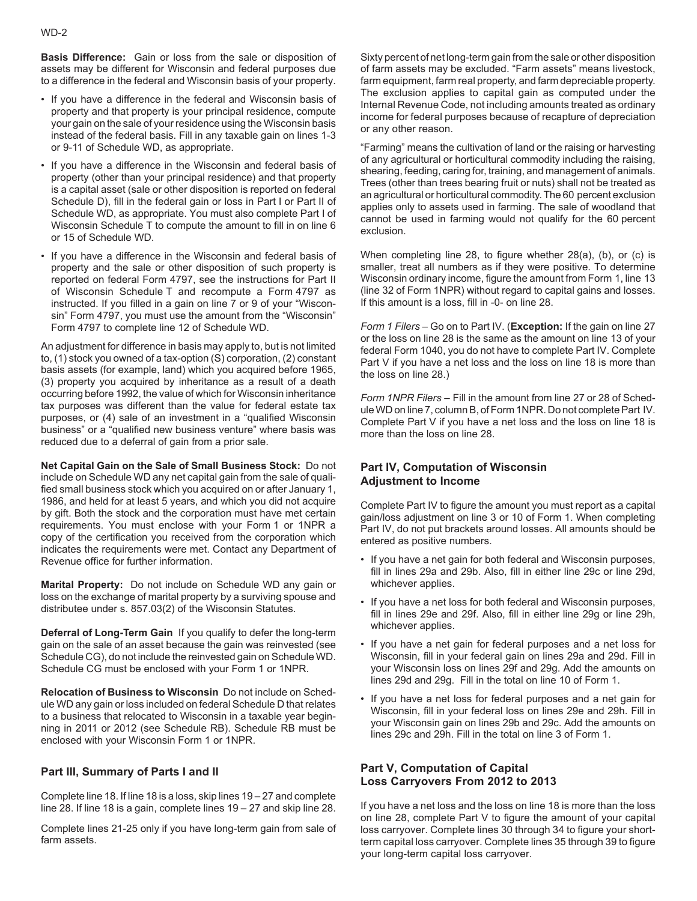**Basis Difference:** Gain or loss from the sale or disposition of assets may be different for Wisconsin and federal purposes due to a difference in the federal and Wisconsin basis of your property.

- If you have a difference in the federal and Wisconsin basis of property and that property is your principal residence, compute your gain on the sale of your residence using the Wisconsin basis instead of the federal basis. Fill in any taxable gain on lines 1-3 or 9-11 of Schedule WD, as appropriate.
- If you have a difference in the Wisconsin and federal basis of property (other than your principal residence) and that property is a capital asset (sale or other disposition is reported on federal Schedule D), fill in the federal gain or loss in Part I or Part II of Schedule WD, as appropriate. You must also complete Part I of Wisconsin Schedule T to compute the amount to fill in on line 6 or 15 of Schedule WD.
- If you have a difference in the Wisconsin and federal basis of property and the sale or other disposition of such property is reported on federal Form 4797, see the instructions for Part II of Wisconsin Schedule T and recompute a Form 4797 as instructed. If you filled in a gain on line 7 or 9 of your "Wisconsin" Form 4797, you must use the amount from the "Wisconsin" Form 4797 to complete line 12 of Schedule WD.

An adjustment for difference in basis may apply to, but is not limited to, (1) stock you owned of a tax-option (S) corporation, (2) constant basis assets (for example, land) which you acquired before 1965, (3) property you acquired by inheritance as a result of a death occurring before 1992, the value of which for Wisconsin inheritance tax purposes was different than the value for federal estate tax purposes, or (4) sale of an investment in a "qualified Wisconsin business" or a "qualified new business venture" where basis was reduced due to a deferral of gain from a prior sale.

**Net Capital Gain on the Sale of Small Business Stock:** Do not include on Schedule WD any net capital gain from the sale of qualified small business stock which you acquired on or after January 1, 1986, and held for at least 5 years, and which you did not acquire by gift. Both the stock and the corporation must have met certain requirements. You must enclose with your Form 1 or 1NPR a copy of the certification you received from the corporation which indicates the requirements were met. Contact any Department of Revenue office for further information.

**Marital Property:** Do not include on Schedule WD any gain or loss on the exchange of marital property by a surviving spouse and distributee under s. 857.03(2) of the Wisconsin Statutes.

**Deferral of Long-Term Gain** If you qualify to defer the long-term gain on the sale of an asset because the gain was reinvested (see Schedule CG), do not include the reinvested gain on Schedule WD. Schedule CG must be enclosed with your Form 1 or 1NPR.

**Relocation of Business to Wisconsin** Do not include on Schedule WD any gain or loss included on federal Schedule D that relates to a business that relocated to Wisconsin in a taxable year beginning in 2011 or 2012 (see Schedule RB). Schedule RB must be enclosed with your Wisconsin Form 1 or 1NPR.

### Part III, Summary of Parts I and II

Complete line 18. If line 18 is a loss, skip lines 19 – 27 and complete line 28. If line 18 is a gain, complete lines 19 – 27 and skip line 28.

Complete lines 21-25 only if you have long-term gain from sale of farm assets.

Sixty percent of net long-term gain from the sale or other disposition of farm assets may be excluded. "Farm assets" means livestock, farm equipment, farm real property, and farm depreciable property. The exclusion applies to capital gain as computed under the Internal Revenue Code, not including amounts treated as ordinary income for federal purposes because of recapture of depreciation or any other reason.

"Farming" means the cultivation of land or the raising or harvesting of any agricultural or horticultural commodity including the raising, shearing, feeding, caring for, training, and management of animals. Trees (other than trees bearing fruit or nuts) shall not be treated as an agricultural or horticultural commodity. The 60 percent exclusion applies only to assets used in farming. The sale of woodland that cannot be used in farming would not qualify for the 60 percent exclusion.

When completing line 28, to figure whether 28(a), (b), or (c) is smaller, treat all numbers as if they were positive. To determine Wisconsin ordinary income, figure the amount from Form 1, line 13 (line 32 of Form 1NPR) without regard to capital gains and losses. If this amount is a loss, fill in -0- on line 28.

*Form 1 Filers* – Go on to Part IV. (**Exception:** If the gain on line 27 or the loss on line 28 is the same as the amount on line 13 of your federal Form 1040, you do not have to complete Part IV. Complete Part V if you have a net loss and the loss on line 18 is more than the loss on line 28.)

*Form 1NPR Filers* – Fill in the amount from line 27 or 28 of Schedule WD on line 7, column B, of Form 1NPR. Do not complete Part IV. Complete Part V if you have a net loss and the loss on line 18 is more than the loss on line 28.

### Part IV, Computation of Wisconsin Adjustment to Income

Complete Part IV to figure the amount you must report as a capital gain/loss adjustment on line 3 or 10 of Form 1. When completing Part IV, do not put brackets around losses. All amounts should be entered as positive numbers.

- If you have a net gain for both federal and Wisconsin purposes, fill in lines 29a and 29b. Also, fill in either line 29c or line 29d, whichever applies.
- If you have a net loss for both federal and Wisconsin purposes, fill in lines 29e and 29f. Also, fill in either line 29g or line 29h, whichever applies.
- If you have a net gain for federal purposes and a net loss for Wisconsin, fill in your federal gain on lines 29a and 29d. Fill in your Wisconsin loss on lines 29f and 29g. Add the amounts on lines 29d and 29g. Fill in the total on line 10 of Form 1.
- If you have a net loss for federal purposes and a net gain for Wisconsin, fill in your federal loss on lines 29e and 29h. Fill in your Wisconsin gain on lines 29b and 29c. Add the amounts on lines 29c and 29h. Fill in the total on line 3 of Form 1.

### Part V, Computation of Capital Loss Carryovers From 2012 to 2013

If you have a net loss and the loss on line 18 is more than the loss on line 28, complete Part V to figure the amount of your capital loss carryover. Complete lines 30 through 34 to figure your short-term capital loss carryover. Complete lines 35 through 39 to figure your long-term capital loss carryover.